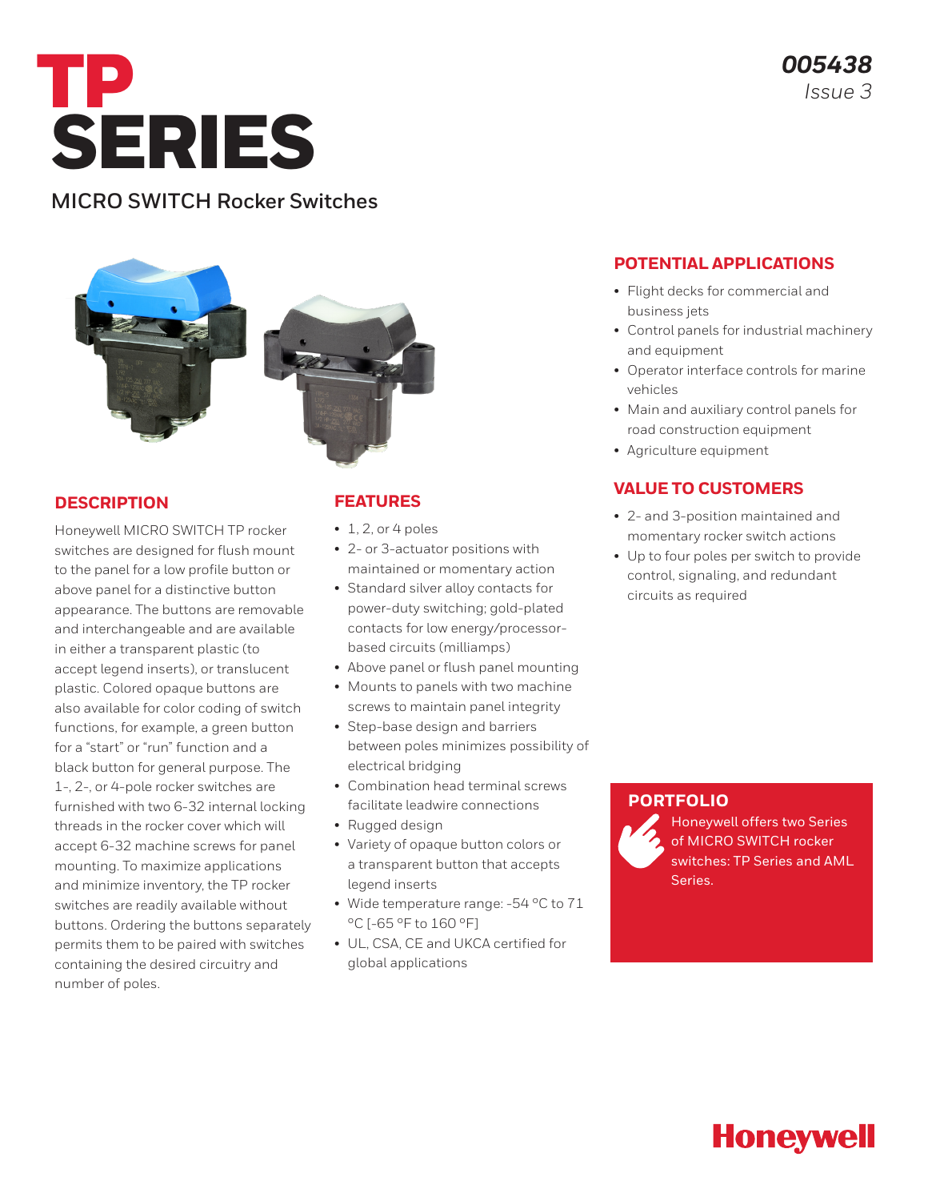# TP SERIES

*005438*
*Issue 3*

## MICRO SWITCH Rocker Switches

## DESCRIPTION

Honeywell MICRO SWITCH TP rocker switches are designed for flush mount to the panel for a low profile button or above panel for a distinctive button appearance. The buttons are removable and interchangeable and are available in either a transparent plastic (to accept legend inserts), or translucent plastic. Colored opaque buttons are also available for color coding of switch functions, for example, a green button for a "start" or "run" function and a black button for general purpose. The 1-, 2-, or 4-pole rocker switches are furnished with two 6-32 internal locking threads in the rocker cover which will accept 6-32 machine screws for panel mounting. To maximize applications and minimize inventory, the TP rocker switches are readily available without buttons. Ordering the buttons separately permits them to be paired with switches containing the desired circuitry and number of poles.

## FEATURES

- 1, 2, or 4 poles
- 2- or 3-actuator positions with maintained or momentary action
- Standard silver alloy contacts for power-duty switching; gold-plated contacts for low energy/processor-based circuits (milliamps)
- Above panel or flush panel mounting
- Mounts to panels with two machine screws to maintain panel integrity
- Step-base design and barriers between poles minimizes possibility of electrical bridging
- Combination head terminal screws facilitate leadwire connections
- Rugged design
- Variety of opaque button colors or a transparent button that accepts legend inserts
- Wide temperature range: -54 °C to 71 °C [-65 °F to 160 °F]
- UL, CSA, CE and UKCA certified for global applications

## POTENTIAL APPLICATIONS

- Flight decks for commercial and business jets
- Control panels for industrial machinery and equipment
- Operator interface controls for marine vehicles
- Main and auxiliary control panels for road construction equipment
- Agriculture equipment

## VALUE TO CUSTOMERS

- 2- and 3-position maintained and momentary rocker switch actions
- Up to four poles per switch to provide control, signaling, and redundant circuits as required

## PORTFOLIO

Honeywell offers two Series of MICRO SWITCH rocker switches: TP Series and AML Series.

Honeywell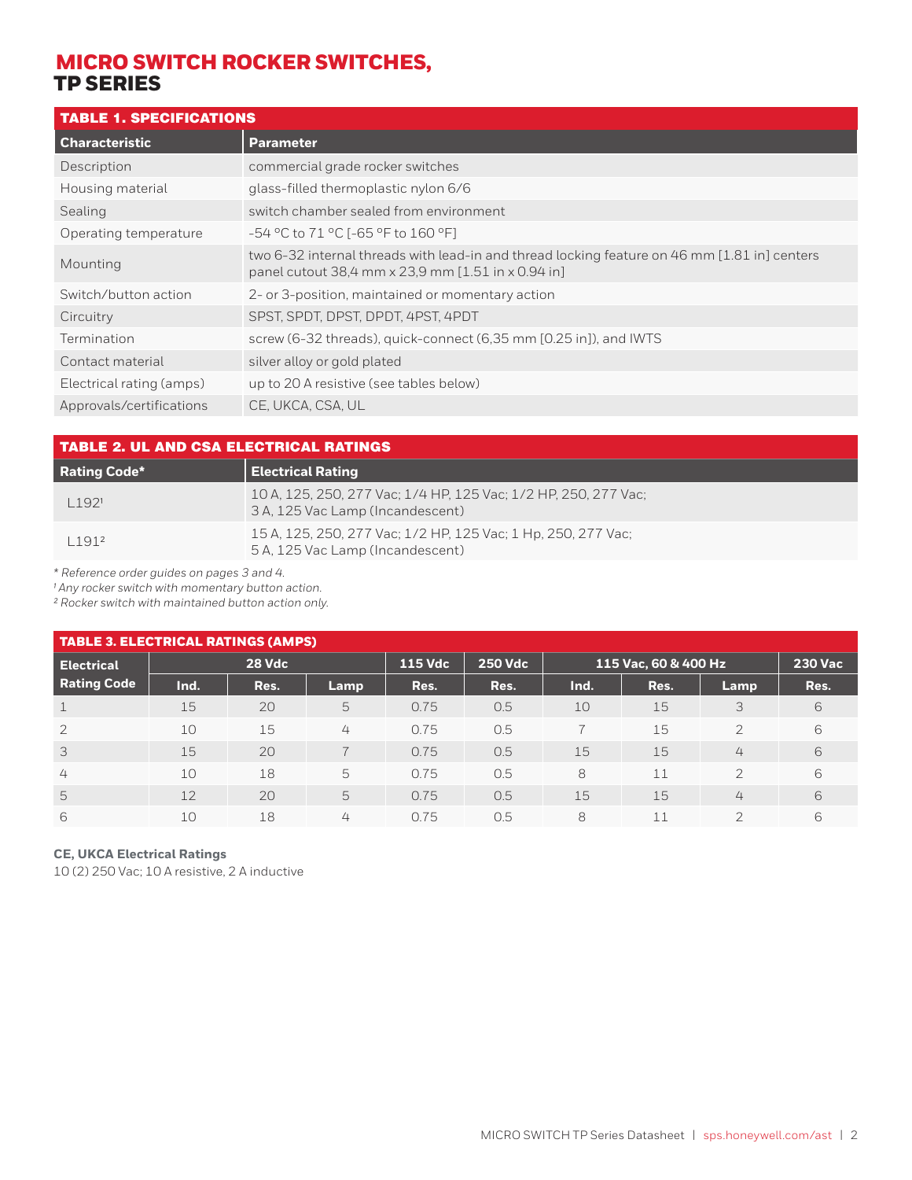# MICRO SWITCH ROCKER SWITCHES, TP SERIES

| TABLE 1. SPECIFICATIONS | |
|---|---|
| **Characteristic** | **Parameter** |
| Description | commercial grade rocker switches |
| Housing material | glass-filled thermoplastic nylon 6/6 |
| Sealing | switch chamber sealed from environment |
| Operating temperature | -54 °C to 71 °C [-65 °F to 160 °F] |
| Mounting | two 6-32 internal threads with lead-in and thread locking feature on 46 mm [1.81 in] centers panel cutout 38,4 mm x 23,9 mm [1.51 in x 0.94 in] |
| Switch/button action | 2- or 3-position, maintained or momentary action |
| Circuitry | SPST, SPDT, DPST, DPDT, 4PST, 4PDT |
| Termination | screw (6-32 threads), quick-connect (6,35 mm [0.25 in]), and IWTS |
| Contact material | silver alloy or gold plated |
| Electrical rating (amps) | up to 20 A resistive (see tables below) |
| Approvals/certifications | CE, UKCA, CSA, UL |

| TABLE 2. UL AND CSA ELECTRICAL RATINGS | |
|---|---|
| **Rating Code*** | **Electrical Rating** |
| L192[1] | 10 A, 125, 250, 277 Vac; 1/4 HP, 125 Vac; 1/2 HP, 250, 277 Vac; 3 A, 125 Vac Lamp (Incandescent) |
| L191[2] | 15 A, 125, 250, 277 Vac; 1/2 HP, 125 Vac; 1 Hp, 250, 277 Vac; 5 A, 125 Vac Lamp (Incandescent) |

*\* Reference order guides on pages 3 and 4.*
*[1] Any rocker switch with momentary button action.*
*[2] Rocker switch with maintained button action only.*

**TABLE 3. ELECTRICAL RATINGS (AMPS)**

| Electrical Rating Code | 28 Vdc | | | 115 Vdc | 250 Vdc | 115 Vac, 60 & 400 Hz | | | 230 Vac |
|---|---|---|---|---|---|---|---|---|---|
| | Ind. | Res. | Lamp | Res. | Res. | Ind. | Res. | Lamp | Res. |
| 1 | 15 | 20 | 5 | 0.75 | 0.5 | 10 | 15 | 3 | 6 |
| 2 | 10 | 15 | 4 | 0.75 | 0.5 | 7 | 15 | 2 | 6 |
| 3 | 15 | 20 | 7 | 0.75 | 0.5 | 15 | 15 | 4 | 6 |
| 4 | 10 | 18 | 5 | 0.75 | 0.5 | 8 | 11 | 2 | 6 |
| 5 | 12 | 20 | 5 | 0.75 | 0.5 | 15 | 15 | 4 | 6 |
| 6 | 10 | 18 | 4 | 0.75 | 0.5 | 8 | 11 | 2 | 6 |

**CE, UKCA Electrical Ratings**

10 (2) 250 Vac; 10 A resistive, 2 A inductive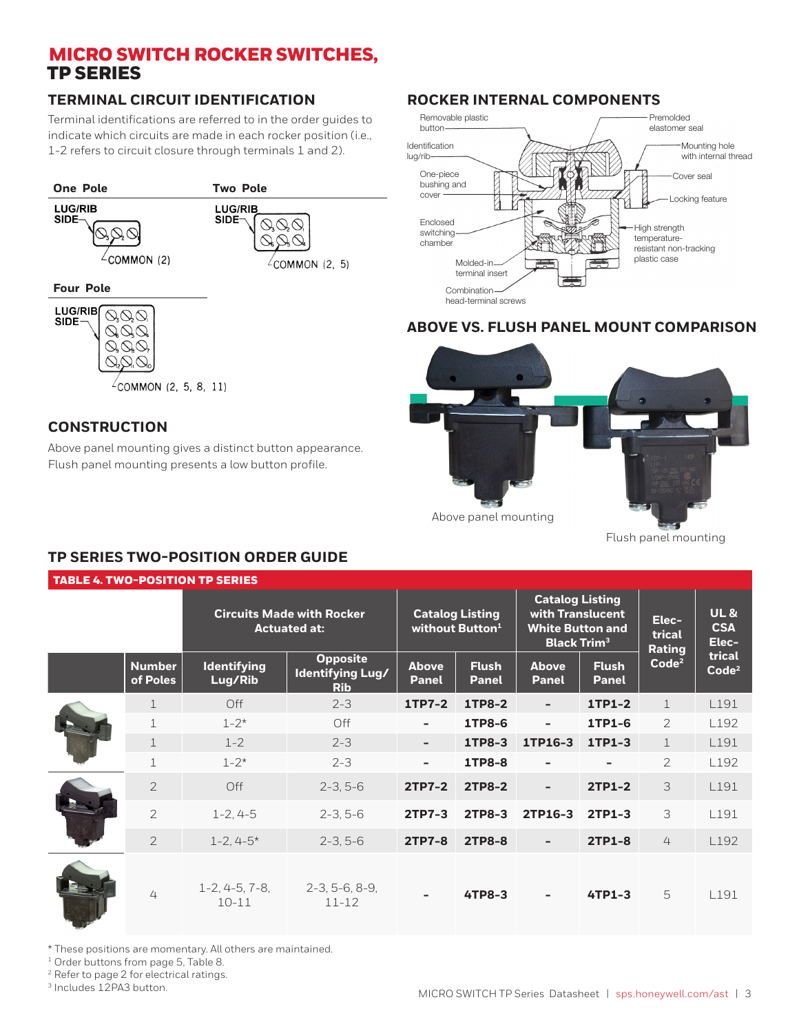# MICRO SWITCH ROCKER SWITCHES, TP SERIES

## TERMINAL CIRCUIT IDENTIFICATION

Terminal identifications are referred to in the order guides to indicate which circuits are made in each rocker position (i.e., 1-2 refers to circuit closure through terminals 1 and 2).

**One Pole**

LUG/RIB SIDE

COMMON (2)

**Two Pole**

LUG/RIB SIDE

COMMON (2, 5)

**Four Pole**

LUG/RIB SIDE

COMMON (2, 5, 8, 11)

## CONSTRUCTION

Above panel mounting gives a distinct button appearance. Flush panel mounting presents a low button profile.

## ROCKER INTERNAL COMPONENTS

Removable plastic button; Premolded elastomer seal; Identification lug/rib; Mounting hole with internal thread; One-piece bushing and cover; Cover seal; Locking feature; Enclosed switching chamber; High strength temperature-resistant non-tracking plastic case; Molded-in terminal insert; Combination head-terminal screws

## ABOVE VS. FLUSH PANEL MOUNT COMPARISON

Above panel mounting

Flush panel mounting

## TP SERIES TWO-POSITION ORDER GUIDE

**TABLE 4. TWO-POSITION TP SERIES**

| | Number of Poles | Circuits Made with Rocker Actuated at: Identifying Lug/Rib | Opposite Identifying Lug/Rib | Catalog Listing without Button[1] Above Panel | Flush Panel | Catalog Listing with Translucent White Button and Black Trim[3] Above Panel | Flush Panel | Electrical Rating Code[2] | UL & CSA Electrical Code[2] |
|---|---|---|---|---|---|---|---|---|---|
| | 1 | Off | 2-3 | 1TP7-2 | 1TP8-2 | – | 1TP1-2 | 1 | L191 |
| | 1 | 1-2* | Off | – | 1TP8-6 | – | 1TP1-6 | 2 | L192 |
| | 1 | 1-2 | 2-3 | – | 1TP8-3 | 1TP16-3 | 1TP1-3 | 1 | L191 |
| | 1 | 1-2* | 2-3 | – | 1TP8-8 | – | – | 2 | L192 |
| | 2 | Off | 2-3, 5-6 | 2TP7-2 | 2TP8-2 | – | 2TP1-2 | 3 | L191 |
| | 2 | 1-2, 4-5 | 2-3, 5-6 | 2TP7-3 | 2TP8-3 | 2TP16-3 | 2TP1-3 | 3 | L191 |
| | 2 | 1-2, 4-5* | 2-3, 5-6 | 2TP7-8 | 2TP8-8 | – | 2TP1-8 | 4 | L192 |
| | 4 | 1-2, 4-5, 7-8, 10-11 | 2-3, 5-6, 8-9, 11-12 | – | 4TP8-3 | – | 4TP1-3 | 5 | L191 |

\* These positions are momentary. All others are maintained.

[1] Order buttons from page 5, Table 8.

[2] Refer to page 2 for electrical ratings.

[3] Includes 12PA3 button.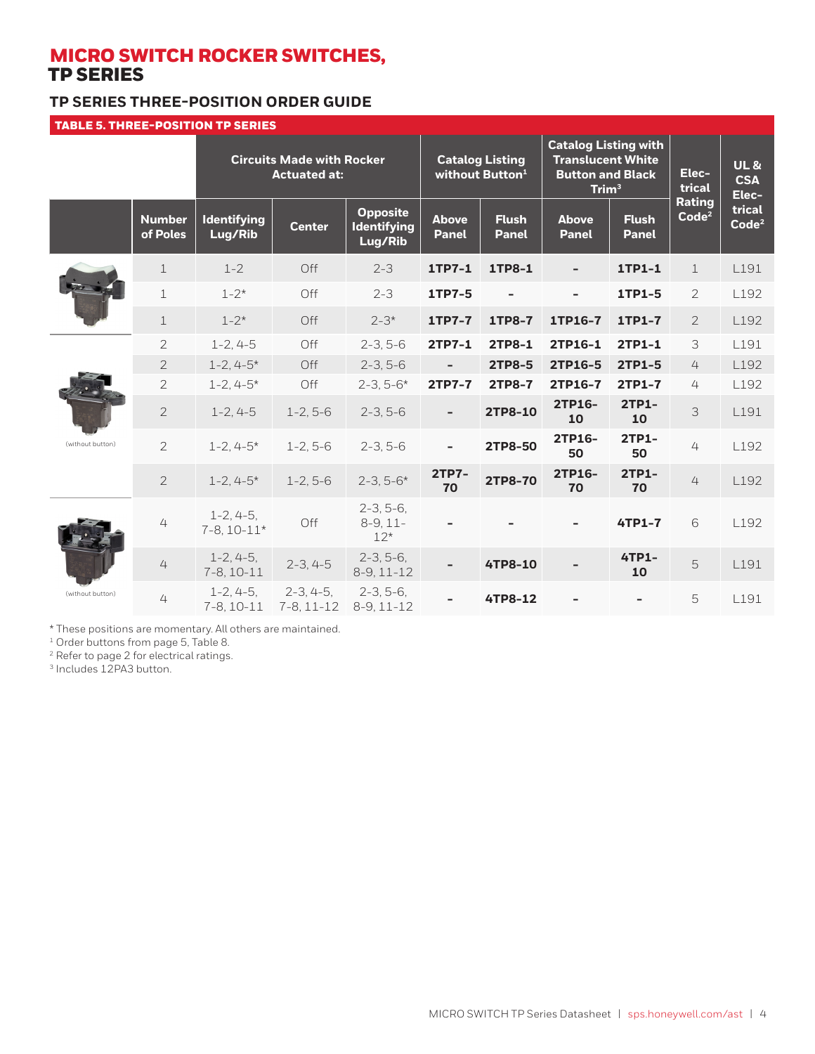# MICRO SWITCH ROCKER SWITCHES, TP SERIES

## TP SERIES THREE-POSITION ORDER GUIDE

**TABLE 5. THREE-POSITION TP SERIES**

| | | Circuits Made with Rocker Actuated at: | | | Catalog Listing without Button[1] | | Catalog Listing with Translucent White Button and Black Trim[3] | | Electrical Rating Code[2] | UL & CSA Electrical Code[2] |
|---|---|---|---|---|---|---|---|---|---|---|
| | Number of Poles | Identifying Lug/Rib | Center | Opposite Identifying Lug/Rib | Above Panel | Flush Panel | Above Panel | Flush Panel | | |
| | 1 | 1-2 | Off | 2-3 | 1TP7-1 | 1TP8-1 | - | 1TP1-1 | 1 | L191 |
| | 1 | 1-2* | Off | 2-3 | 1TP7-5 | - | - | 1TP1-5 | 2 | L192 |
| | 1 | 1-2* | Off | 2-3* | 1TP7-7 | 1TP8-7 | 1TP16-7 | 1TP1-7 | 2 | L192 |
| | 2 | 1-2, 4-5 | Off | 2-3, 5-6 | 2TP7-1 | 2TP8-1 | 2TP16-1 | 2TP1-1 | 3 | L191 |
| | 2 | 1-2, 4-5* | Off | 2-3, 5-6 | - | 2TP8-5 | 2TP16-5 | 2TP1-5 | 4 | L192 |
| | 2 | 1-2, 4-5* | Off | 2-3, 5-6* | 2TP7-7 | 2TP8-7 | 2TP16-7 | 2TP1-7 | 4 | L192 |
| | 2 | 1-2, 4-5 | 1-2, 5-6 | 2-3, 5-6 | - | 2TP8-10 | 2TP16-10 | 2TP1-10 | 3 | L191 |
| (without button) | 2 | 1-2, 4-5* | 1-2, 5-6 | 2-3, 5-6 | - | 2TP8-50 | 2TP16-50 | 2TP1-50 | 4 | L192 |
| | 2 | 1-2, 4-5* | 1-2, 5-6 | 2-3, 5-6* | 2TP7-70 | 2TP8-70 | 2TP16-70 | 2TP1-70 | 4 | L192 |
| | 4 | 1-2, 4-5, 7-8, 10-11* | Off | 2-3, 5-6, 8-9, 11-12* | - | - | - | 4TP1-7 | 6 | L192 |
| | 4 | 1-2, 4-5, 7-8, 10-11 | 2-3, 4-5 | 2-3, 5-6, 8-9, 11-12 | - | 4TP8-10 | - | 4TP1-10 | 5 | L191 |
| (without button) | 4 | 1-2, 4-5, 7-8, 10-11 | 2-3, 4-5, 7-8, 11-12 | 2-3, 5-6, 8-9, 11-12 | - | 4TP8-12 | - | - | 5 | L191 |

\* These positions are momentary. All others are maintained.
[1] Order buttons from page 5, Table 8.
[2] Refer to page 2 for electrical ratings.
[3] Includes 12PA3 button.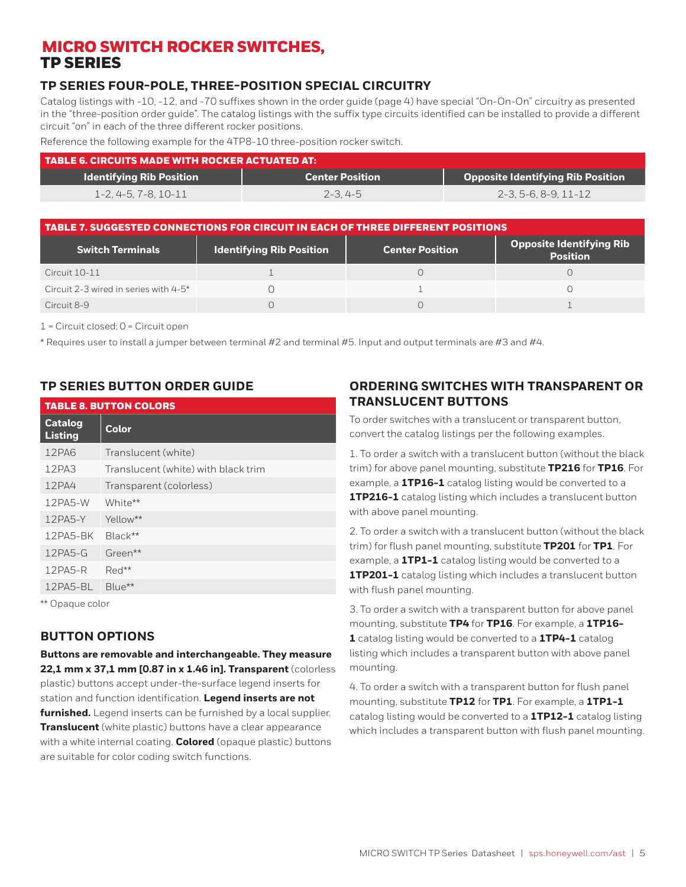# MICRO SWITCH ROCKER SWITCHES, TP SERIES

## TP SERIES FOUR-POLE, THREE-POSITION SPECIAL CIRCUITRY

Catalog listings with -10, -12, and -70 suffixes shown in the order guide (page 4) have special "On-On-On" circuitry as presented in the "three-position order guide". The catalog listings with the suffix type circuits identified can be installed to provide a different circuit "on" in each of the three different rocker positions.

Reference the following example for the 4TP8-10 three-position rocker switch.

**TABLE 6. CIRCUITS MADE WITH ROCKER ACTUATED AT:**

| Identifying Rib Position | Center Position | Opposite Identifying Rib Position |
|---|---|---|
| 1-2, 4-5, 7-8, 10-11 | 2-3, 4-5 | 2-3, 5-6, 8-9, 11-12 |

**TABLE 7. SUGGESTED CONNECTIONS FOR CIRCUIT IN EACH OF THREE DIFFERENT POSITIONS**

| Switch Terminals | Identifying Rib Position | Center Position | Opposite Identifying Rib Position |
|---|---|---|---|
| Circuit 10-11 | 1 | 0 | 0 |
| Circuit 2-3 wired in series with 4-5* | 0 | 1 | 0 |
| Circuit 8-9 | 0 | 0 | 1 |

1 = Circuit closed; 0 = Circuit open

* Requires user to install a jumper between terminal #2 and terminal #5. Input and output terminals are #3 and #4.

## TP SERIES BUTTON ORDER GUIDE

**TABLE 8. BUTTON COLORS**

| Catalog Listing | Color |
|---|---|
| 12PA6 | Translucent (white) |
| 12PA3 | Translucent (white) with black trim |
| 12PA4 | Transparent (colorless) |
| 12PA5-W | White** |
| 12PA5-Y | Yellow** |
| 12PA5-BK | Black** |
| 12PA5-G | Green** |
| 12PA5-R | Red** |
| 12PA5-BL | Blue** |

** Opaque color

## BUTTON OPTIONS

**Buttons are removable and interchangeable. They measure 22,1 mm x 37,1 mm [0.87 in x 1.46 in]. Transparent** (colorless plastic) buttons accept under-the-surface legend inserts for station and function identification. **Legend inserts are not furnished.** Legend inserts can be furnished by a local supplier. **Translucent** (white plastic) buttons have a clear appearance with a white internal coating. **Colored** (opaque plastic) buttons are suitable for color coding switch functions.

## ORDERING SWITCHES WITH TRANSPARENT OR TRANSLUCENT BUTTONS

To order switches with a translucent or transparent button, convert the catalog listings per the following examples.

1. To order a switch with a translucent button (without the black trim) for above panel mounting, substitute **TP216** for **TP16**. For example, a **1TP16-1** catalog listing would be converted to a **1TP216-1** catalog listing which includes a translucent button with above panel mounting.

2. To order a switch with a translucent button (without the black trim) for flush panel mounting, substitute **TP201** for **TP1**. For example, a **1TP1-1** catalog listing would be converted to a **1TP201-1** catalog listing which includes a translucent button with flush panel mounting.

3. To order a switch with a transparent button for above panel mounting, substitute **TP4** for **TP16**. For example, a **1TP16-1** catalog listing would be converted to a **1TP4-1** catalog listing which includes a transparent button with above panel mounting.

4. To order a switch with a transparent button for flush panel mounting, substitute **TP12** for **TP1**. For example, a **1TP1-1** catalog listing would be converted to a **1TP12-1** catalog listing which includes a transparent button with flush panel mounting.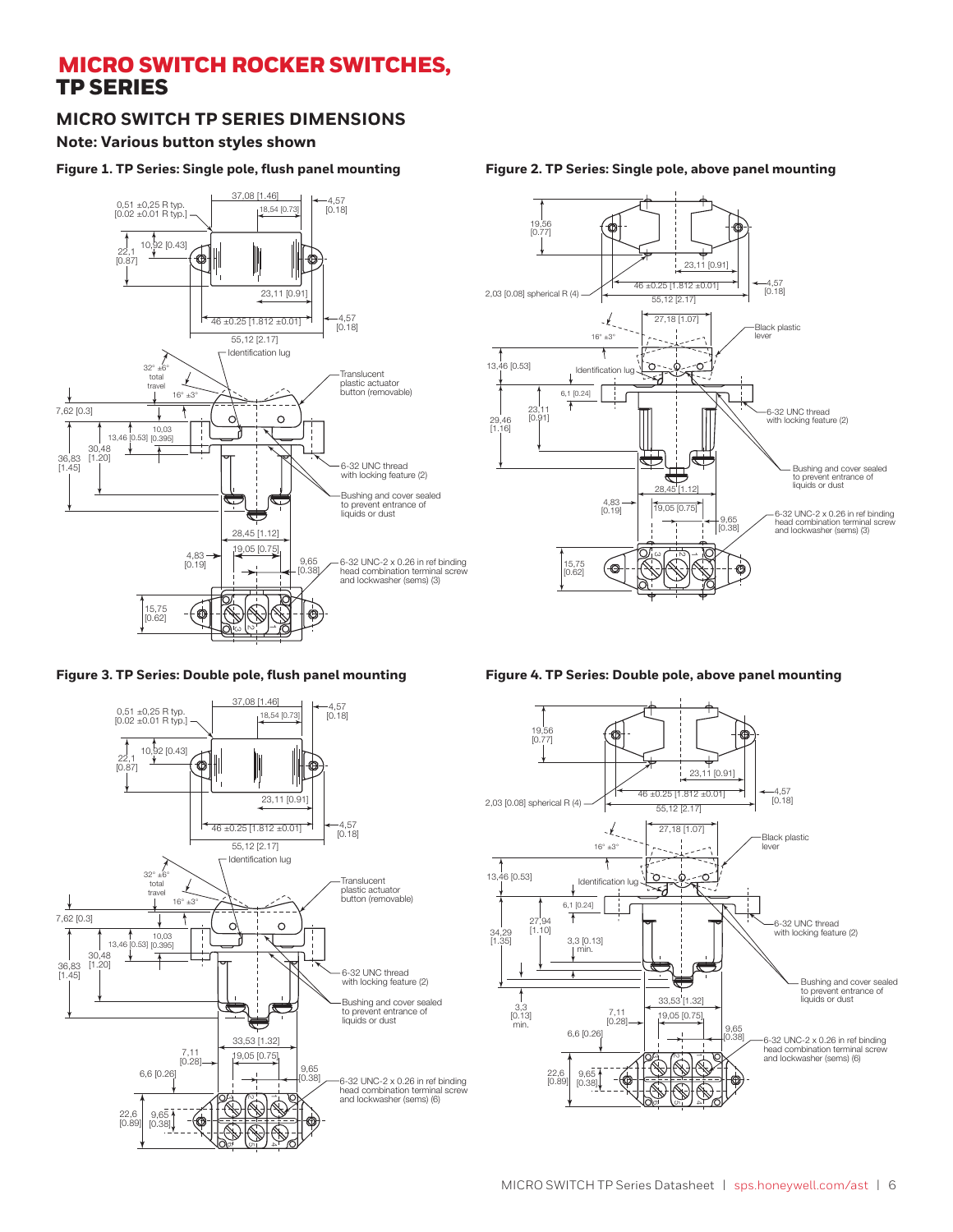# MICRO SWITCH ROCKER SWITCHES, TP SERIES

## MICRO SWITCH TP SERIES DIMENSIONS

**Note: Various button styles shown**

**Figure 1. TP Series: Single pole, flush panel mounting**

0,51 ±0,25 R typ. [0.02 ±0.01 R typ.]
37,08 [1.46]
18,54 [0.73]
4,57 [0.18]
10,92 [0.43]
22,1 [0.87]
23,11 [0.91]
46 ±0.25 [1.812 ±0.01]
4,57 [0.18]
55,12 [2.17]
Identification lug
32° ±6° total travel
16° ±3°
Translucent plastic actuator button (removable)
7,62 [0.3]
10,03
13,46 [0.53] [0.395]
30,48 [1.20]
36,83 [1.45]
6-32 UNC thread with locking feature (2)
Bushing and cover sealed to prevent entrance of liquids or dust
28,45 [1.12]
19,05 [0.75]
4,83 [0.19]
9,65 [0.38]
6-32 UNC-2 x 0.26 in ref binding head combination terminal screw and lockwasher (sems) (3)
15,75 [0.62]

**Figure 2. TP Series: Single pole, above panel mounting**

19,56 [0.77]
23,11 [0.91]
4,57 [0.18]
2,03 [0.08] spherical R (4)
46 ±0.25 [1.812 ±0.01]
55,12 [2.17]
27,18 [1.07]
Black plastic lever
16° ±3°
13,46 [0.53]
Identification lug
6,1 [0.24]
23,11 [0.91]
29,46 [1.16]
6-32 UNC thread with locking feature (2)
Bushing and cover sealed to prevent entrance of liquids or dust
28,45 [1.12]
4,83 [0.19]
19,05 [0.75]
9,65 [0.38]
6-32 UNC-2 x 0.26 in ref binding head combination terminal screw and lockwasher (sems) (3)
15,75 [0.62]

**Figure 3. TP Series: Double pole, flush panel mounting**

0,51 ±0,25 R typ. [0.02 ±0.01 R typ.]
37,08 [1.46]
18,54 [0.73]
4,57 [0.18]
10,92 [0.43]
22,1 [0.87]
23,11 [0.91]
46 ±0.25 [1.812 ±0.01]
4,57 [0.18]
55,12 [2.17]
Identification lug
32° ±6° total travel
16° ±3°
Translucent plastic actuator button (removable)
7,62 [0.3]
10,03
13,46 [0.53] [0.395]
30,48 [1.20]
36,83 [1.45]
6-32 UNC thread with locking feature (2)
Bushing and cover sealed to prevent entrance of liquids or dust
33,53 [1.32]
7,11 [0.28]
19,05 [0.75]
6,6 [0.26]
9,65 [0.38]
6-32 UNC-2 x 0.26 in ref binding head combination terminal screw and lockwasher (sems) (6)
22,6 [0.89]
9,65 [0.38]

**Figure 4. TP Series: Double pole, above panel mounting**

19,56 [0.77]
23,11 [0.91]
4,57 [0.18]
2,03 [0.08] spherical R (4)
46 ±0.25 [1.812 ±0.01]
55,12 [2.17]
27,18 [1.07]
Black plastic lever
16° ±3°
13,46 [0.53]
Identification lug
6,1 [0.24]
27,94 [1.10]
34,29 [1.35]
3,3 [0.13] min.
6-32 UNC thread with locking feature (2)
Bushing and cover sealed to prevent entrance of liquids or dust
3,3 [0.13] min.
33,53 [1.32]
7,11 [0.28]
19,05 [0.75]
6,6 [0.26]
9,65 [0.38]
6-32 UNC-2 x 0.26 in ref binding head combination terminal screw and lockwasher (sems) (6)
22,6 [0.89]
9,65 [0.38]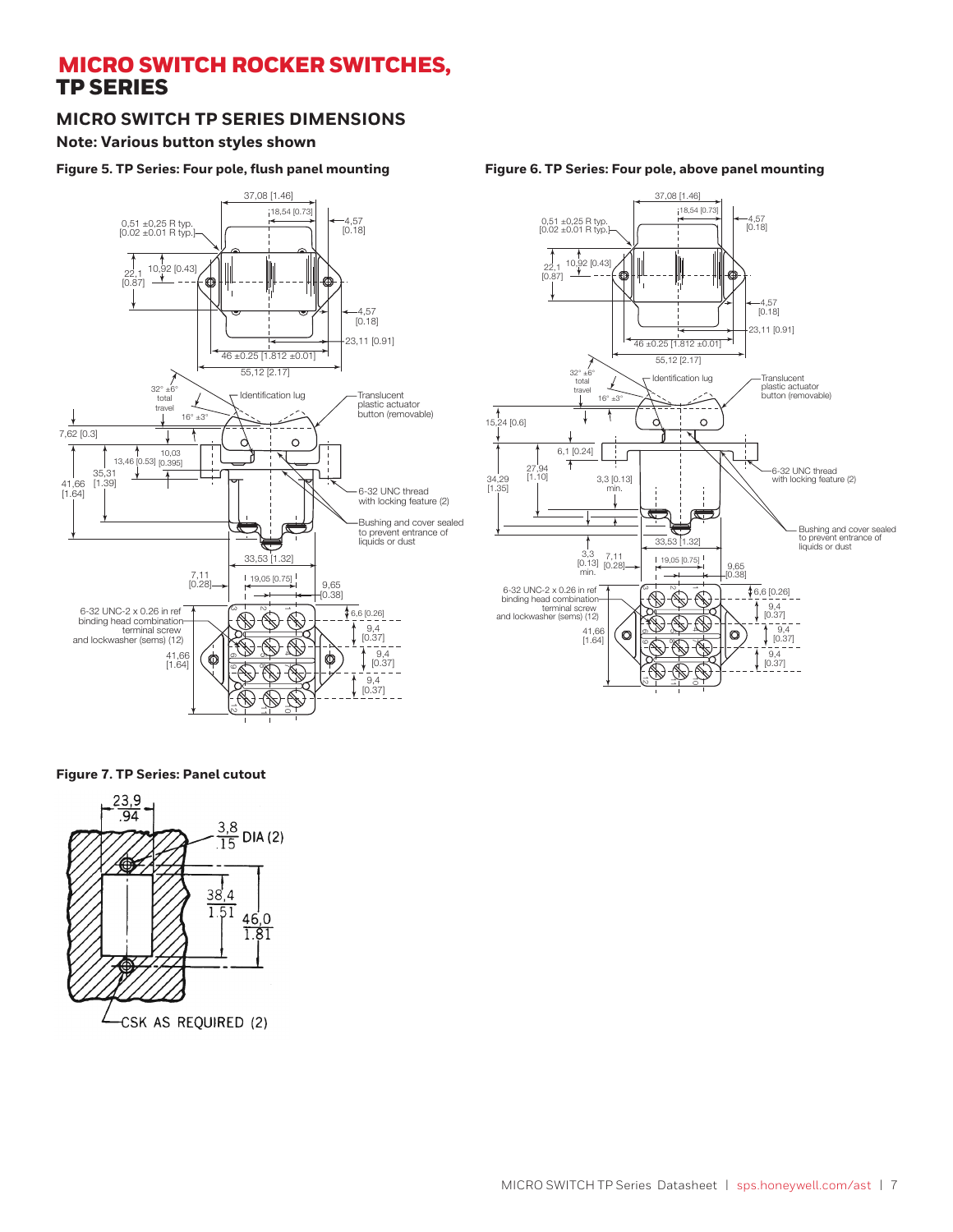# MICRO SWITCH ROCKER SWITCHES, TP SERIES

## MICRO SWITCH TP SERIES DIMENSIONS

**Note: Various button styles shown**

**Figure 5. TP Series: Four pole, flush panel mounting**

37,08 [1.46]
18,54 [0.73]
4,57 [0.18]
0,51 ±0,25 R typ. [0.02 ±0.01 R typ.]
22,1 [0.87]
10,92 [0.43]
4,57 [0.18]
23,11 [0.91]
46 ±0.25 [1.812 ±0.01]
55,12 [2.17]
32° ±6° total travel
16° ±3°
Identification lug
Translucent plastic actuator button (removable)
7,62 [0.3]
10,03 [0.395]
13,46 [0.53]
35,31 [1.39]
41,66 [1.64]
6-32 UNC thread with locking feature (2)
Bushing and cover sealed to prevent entrance of liquids or dust
33,53 [1.32]
7,11 [0.28]
19,05 [0.75]
9,65 [0.38]
6-32 UNC-2 x 0.26 in ref binding head combination terminal screw and lockwasher (sems) (12)
6,6 [0.26]
9,4 [0.37]
41,66 [1.64]
9,4 [0.37]
9,4 [0.37]

**Figure 6. TP Series: Four pole, above panel mounting**

37,08 [1.46]
18,54 [0.73]
4,57 [0.18]
0,51 ±0,25 R typ. [0.02 ±0.01 R typ.]
22,1 [0.87]
10,92 [0.43]
4,57 [0.18]
23,11 [0.91]
46 ±0.25 [1.812 ±0.01]
55,12 [2.17]
32° ±6° total travel
16° ±3°
Identification lug
Translucent plastic actuator button (removable)
15,24 [0.6]
6,1 [0.24]
27,94 [1.10]
34,29 [1.35]
3,3 [0.13] min.
6-32 UNC thread with locking feature (2)
Bushing and cover sealed to prevent entrance of liquids or dust
33,53 [1.32]
3,3 [0.13] min.
7,11 [0.28]
19,05 [0.75]
9,65 [0.38]
6-32 UNC-2 x 0.26 in ref binding head combination terminal screw and lockwasher (sems) (12)
6,6 [0.26]
9,4 [0.37]
41,66 [1.64]
9,4 [0.37]
9,4 [0.37]

**Figure 7. TP Series: Panel cutout**

23,9 / .94
3,8 / .15 DIA (2)
38,4 / 1.51
46,0 / 1.81
CSK AS REQUIRED (2)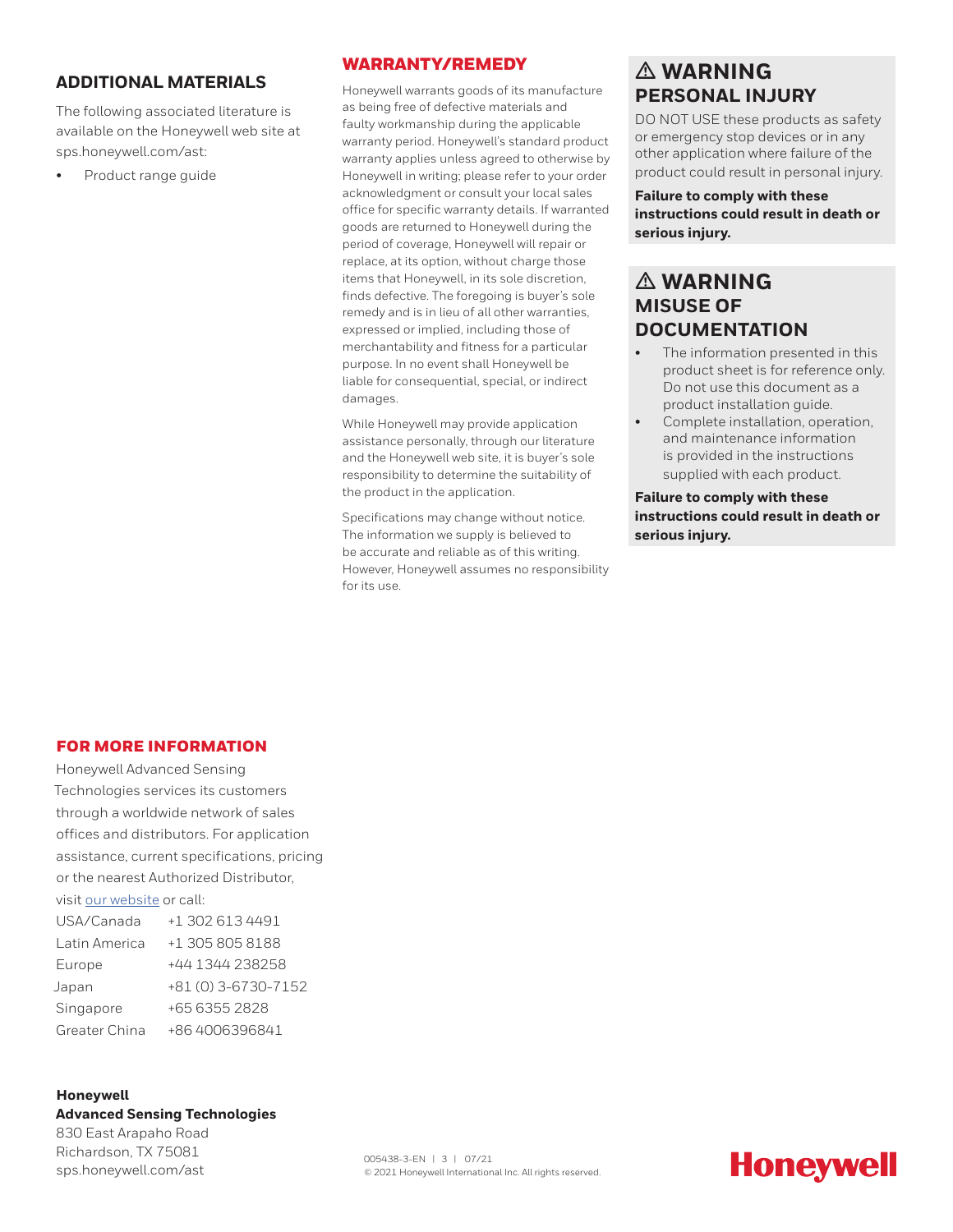## ADDITIONAL MATERIALS

The following associated literature is available on the Honeywell web site at sps.honeywell.com/ast:

- Product range guide

## WARRANTY/REMEDY

Honeywell warrants goods of its manufacture as being free of defective materials and faulty workmanship during the applicable warranty period. Honeywell's standard product warranty applies unless agreed to otherwise by Honeywell in writing; please refer to your order acknowledgment or consult your local sales office for specific warranty details. If warranted goods are returned to Honeywell during the period of coverage, Honeywell will repair or replace, at its option, without charge those items that Honeywell, in its sole discretion, finds defective. The foregoing is buyer's sole remedy and is in lieu of all other warranties, expressed or implied, including those of merchantability and fitness for a particular purpose. In no event shall Honeywell be liable for consequential, special, or indirect damages.

While Honeywell may provide application assistance personally, through our literature and the Honeywell web site, it is buyer's sole responsibility to determine the suitability of the product in the application.

Specifications may change without notice. The information we supply is believed to be accurate and reliable as of this writing. However, Honeywell assumes no responsibility for its use.

## ⚠ WARNING PERSONAL INJURY

DO NOT USE these products as safety or emergency stop devices or in any other application where failure of the product could result in personal injury.

**Failure to comply with these instructions could result in death or serious injury.**

## ⚠ WARNING MISUSE OF DOCUMENTATION

- The information presented in this product sheet is for reference only. Do not use this document as a product installation guide.
- Complete installation, operation, and maintenance information is provided in the instructions supplied with each product.

**Failure to comply with these instructions could result in death or serious injury.**

## FOR MORE INFORMATION

Honeywell Advanced Sensing Technologies services its customers through a worldwide network of sales offices and distributors. For application assistance, current specifications, pricing or the nearest Authorized Distributor, visit our website or call:

| | |
|---|---|
| USA/Canada | +1 302 613 4491 |
| Latin America | +1 305 805 8188 |
| Europe | +44 1344 238258 |
| Japan | +81 (0) 3-6730-7152 |
| Singapore | +65 6355 2828 |
| Greater China | +86 4006396841 |

**Honeywell**
**Advanced Sensing Technologies**
830 East Arapaho Road
Richardson, TX 75081
sps.honeywell.com/ast

005438-3-EN | 3 | 07/21
© 2021 Honeywell International Inc. All rights reserved.

Honeywell